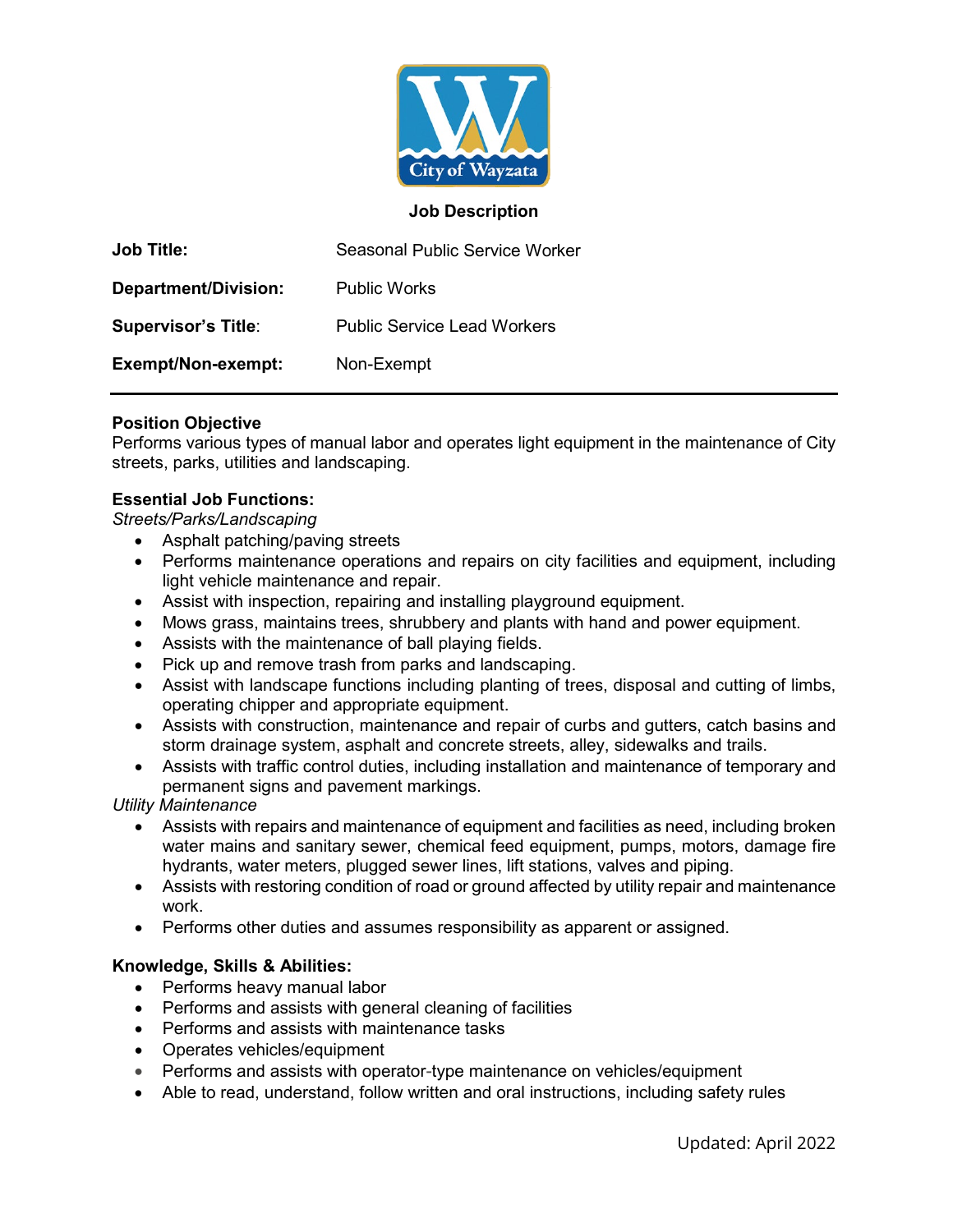City of Wayzata

**Job Description**

| **Job Title:** | Seasonal Public Service Worker |
|---|---|
| **Department/Division:** | Public Works |
| **Supervisor's Title**: | Public Service Lead Workers |
| **Exempt/Non-exempt:** | Non-Exempt |

---

**Position Objective**

Performs various types of manual labor and operates light equipment in the maintenance of City streets, parks, utilities and landscaping.

**Essential Job Functions:**

*Streets/Parks/Landscaping*

- Asphalt patching/paving streets
- Performs maintenance operations and repairs on city facilities and equipment, including light vehicle maintenance and repair.
- Assist with inspection, repairing and installing playground equipment.
- Mows grass, maintains trees, shrubbery and plants with hand and power equipment.
- Assists with the maintenance of ball playing fields.
- Pick up and remove trash from parks and landscaping.
- Assist with landscape functions including planting of trees, disposal and cutting of limbs, operating chipper and appropriate equipment.
- Assists with construction, maintenance and repair of curbs and gutters, catch basins and storm drainage system, asphalt and concrete streets, alley, sidewalks and trails.
- Assists with traffic control duties, including installation and maintenance of temporary and permanent signs and pavement markings.

*Utility Maintenance*

- Assists with repairs and maintenance of equipment and facilities as need, including broken water mains and sanitary sewer, chemical feed equipment, pumps, motors, damage fire hydrants, water meters, plugged sewer lines, lift stations, valves and piping.
- Assists with restoring condition of road or ground affected by utility repair and maintenance work.
- Performs other duties and assumes responsibility as apparent or assigned.

**Knowledge, Skills & Abilities:**

- Performs heavy manual labor
- Performs and assists with general cleaning of facilities
- Performs and assists with maintenance tasks
- Operates vehicles/equipment
- Performs and assists with operator-type maintenance on vehicles/equipment
- Able to read, understand, follow written and oral instructions, including safety rules

Updated: April 2022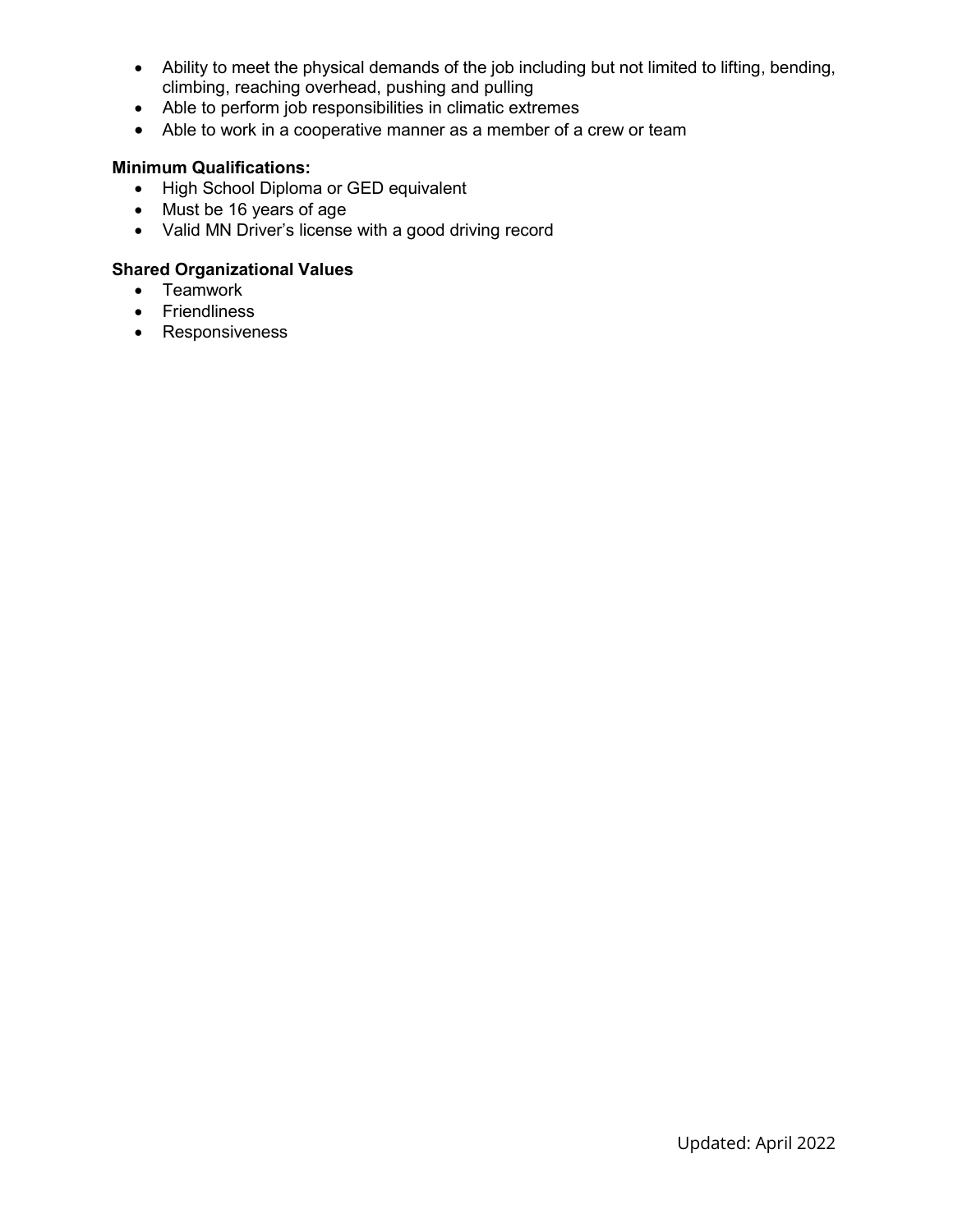- Ability to meet the physical demands of the job including but not limited to lifting, bending, climbing, reaching overhead, pushing and pulling
- Able to perform job responsibilities in climatic extremes
- Able to work in a cooperative manner as a member of a crew or team

**Minimum Qualifications:**

- High School Diploma or GED equivalent
- Must be 16 years of age
- Valid MN Driver's license with a good driving record

**Shared Organizational Values**

- Teamwork
- Friendliness
- Responsiveness

Updated: April 2022